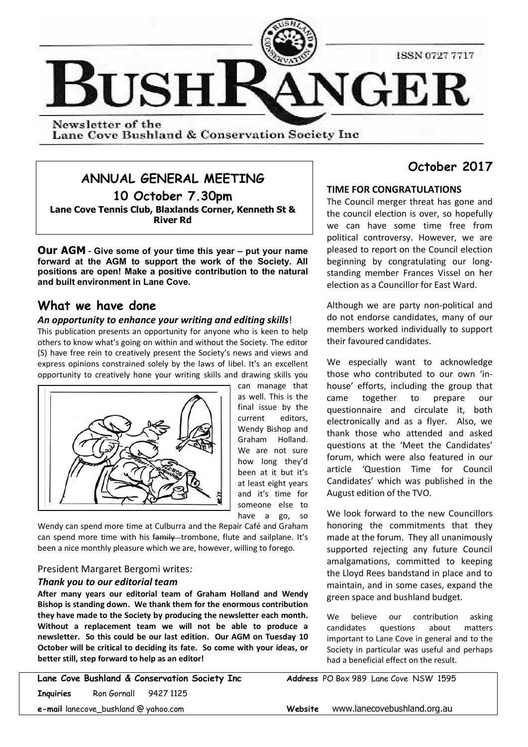# BUSHRANGER

ISSN 0727 7717

Newsletter of the Lane Cove Bushland & Conservation Society Inc

## October 2017

## ANNUAL GENERAL MEETING

### 10 October 7.30pm

**Lane Cove Tennis Club, Blaxlands Corner, Kenneth St & River Rd**

**Our AGM - Give some of your time this year – put your name forward at the AGM to support the work of the Society. All positions are open! Make a positive contribution to the natural and built environment in Lane Cove.**

## What we have done

### *An opportunity to enhance your writing and editing skills*!

This publication presents an opportunity for anyone who is keen to help others to know what's going on within and without the Society. The editor (S) have free rein to creatively present the Society's news and views and express opinions constrained solely by the laws of libel. It's an excellent opportunity to creatively hone your writing skills and drawing skills you can manage that as well. This is the final issue by the current editors, Wendy Bishop and Graham Holland. We are not sure how long they'd been at it but it's at least eight years and it's time for someone else to have a go, so Wendy can spend more time at Culburra and the Repair Café and Graham can spend more time with his ~~family~~ trombone, flute and sailplane. It's been a nice monthly pleasure which we are, however, willing to forego.

President Margaret Bergomi writes:

### *Thank you to our editorial team*

**After many years our editorial team of Graham Holland and Wendy Bishop is standing down. We thank them for the enormous contribution they have made to the Society by producing the newsletter each month. Without a replacement team we will not be able to produce a newsletter. So this could be our last edition. Our AGM on Tuesday 10 October will be critical to deciding its fate. So come with your ideas, or better still, step forward to help as an editor!**

### TIME FOR CONGRATULATIONS

The Council merger threat has gone and the council election is over, so hopefully we can have some time free from political controversy. However, we are pleased to report on the Council election beginning by congratulating our long-standing member Frances Vissel on her election as a Councillor for East Ward.

Although we are party non-political and do not endorse candidates, many of our members worked individually to support their favoured candidates.

We especially want to acknowledge those who contributed to our own 'in-house' efforts, including the group that came together to prepare our questionnaire and circulate it, both electronically and as a flyer. Also, we thank those who attended and asked questions at the 'Meet the Candidates' forum, which were also featured in our article 'Question Time for Council Candidates' which was published in the August edition of the TVO.

We look forward to the new Councillors honoring the commitments that they made at the forum. They all unanimously supported rejecting any future Council amalgamations, committed to keeping the Lloyd Rees bandstand in place and to maintain, and in some cases, expand the green space and bushland budget.

We believe our contribution asking candidates questions about matters important to Lane Cove in general and to the Society in particular was useful and perhaps had a beneficial effect on the result.

---

**Lane Cove Bushland & Conservation Society Inc** | **Address** PO Box 989 Lane Cove NSW 1595

**Inquiries** Ron Gornall 9427 1125

**e-mail** lanecove_bushland @ yahoo.com | **Website** www.lanecovebushland.org.au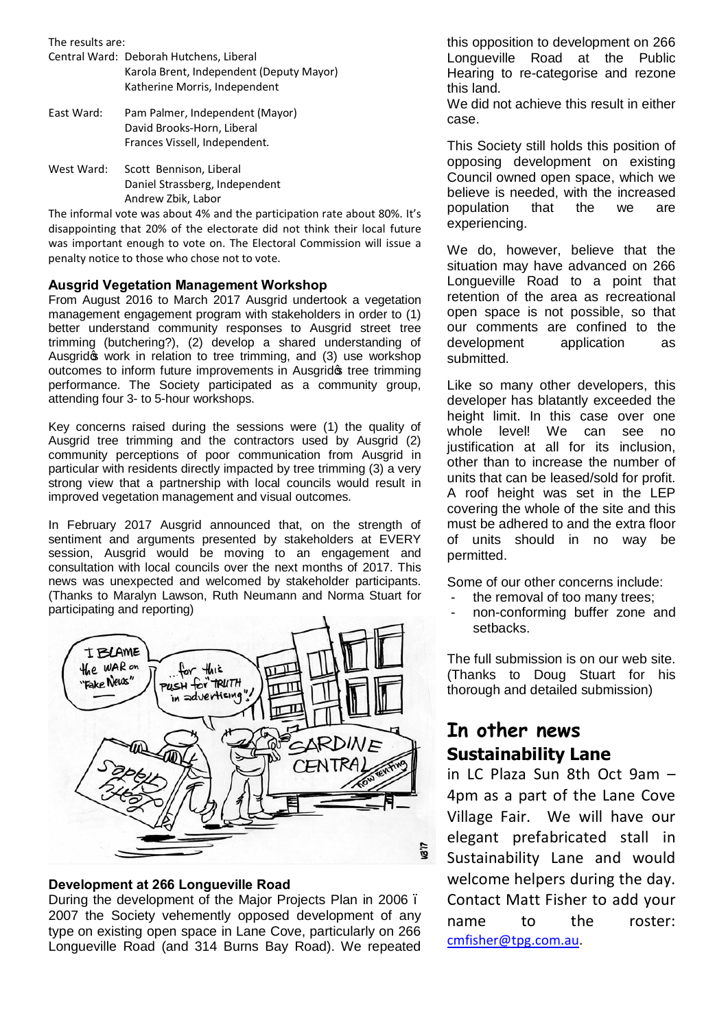The results are:

Central Ward: Deborah Hutchens, Liberal
Karola Brent, Independent (Deputy Mayor)
Katherine Morris, Independent

East Ward: Pam Palmer, Independent (Mayor)
David Brooks-Horn, Liberal
Frances Vissell, Independent.

West Ward: Scott Bennison, Liberal
Daniel Strassberg, Independent
Andrew Zbik, Labor

The informal vote was about 4% and the participation rate about 80%. It's disappointing that 20% of the electorate did not think their local future was important enough to vote on. The Electoral Commission will issue a penalty notice to those who chose not to vote.

### Ausgrid Vegetation Management Workshop

From August 2016 to March 2017 Ausgrid undertook a vegetation management engagement program with stakeholders in order to (1) better understand community responses to Ausgrid street tree trimming (butchering?), (2) develop a shared understanding of Ausgrid's work in relation to tree trimming, and (3) use workshop outcomes to inform future improvements in Ausgrid's tree trimming performance. The Society participated as a community group, attending four 3- to 5-hour workshops.

Key concerns raised during the sessions were (1) the quality of Ausgrid tree trimming and the contractors used by Ausgrid (2) community perceptions of poor communication from Ausgrid in particular with residents directly impacted by tree trimming (3) a very strong view that a partnership with local councils would result in improved vegetation management and visual outcomes.

In February 2017 Ausgrid announced that, on the strength of sentiment and arguments presented by stakeholders at EVERY session, Ausgrid would be moving to an engagement and consultation with local councils over the next months of 2017. This news was unexpected and welcomed by stakeholder participants. (Thanks to Maralyn Lawson, Ruth Neumann and Norma Stuart for participating and reporting)

### Development at 266 Longueville Road

During the development of the Major Projects Plan in 2006 – 2007 the Society vehemently opposed development of any type on existing open space in Lane Cove, particularly on 266 Longueville Road (and 314 Burns Bay Road). We repeated this opposition to development on 266 Longueville Road at the Public Hearing to re-categorise and rezone this land.

We did not achieve this result in either case.

This Society still holds this position of opposing development on existing Council owned open space, which we believe is needed, with the increased population that the we are experiencing.

We do, however, believe that the situation may have advanced on 266 Longueville Road to a point that retention of the area as recreational open space is not possible, so that our comments are confined to the development application as submitted.

Like so many other developers, this developer has blatantly exceeded the height limit. In this case over one whole level! We can see no justification at all for its inclusion, other than to increase the number of units that can be leased/sold for profit. A roof height was set in the LEP covering the whole of the site and this must be adhered to and the extra floor of units should in no way be permitted.

Some of our other concerns include:

- the removal of too many trees;
- non-conforming buffer zone and setbacks.

The full submission is on our web site. (Thanks to Doug Stuart for his thorough and detailed submission)

## In other news

### Sustainability Lane

in LC Plaza Sun 8th Oct 9am – 4pm as a part of the Lane Cove Village Fair. We will have our elegant prefabricated stall in Sustainability Lane and would welcome helpers during the day. Contact Matt Fisher to add your name to the roster: cmfisher@tpg.com.au.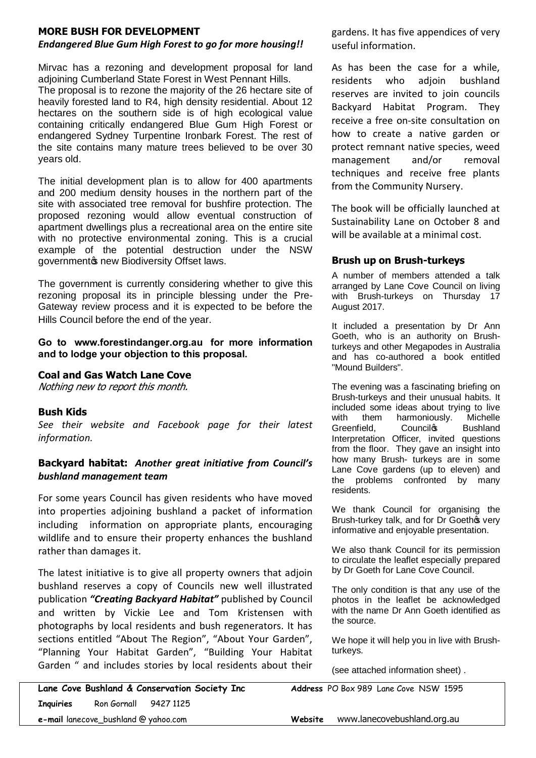## MORE BUSH FOR DEVELOPMENT

***Endangered Blue Gum High Forest to go for more housing!!***

Mirvac has a rezoning and development proposal for land adjoining Cumberland State Forest in West Pennant Hills. The proposal is to rezone the majority of the 26 hectare site of heavily forested land to R4, high density residential. About 12 hectares on the southern side is of high ecological value containing critically endangered Blue Gum High Forest or endangered Sydney Turpentine Ironbark Forest. The rest of the site contains many mature trees believed to be over 30 years old.

The initial development plan is to allow for 400 apartments and 200 medium density houses in the northern part of the site with associated tree removal for bushfire protection. The proposed rezoning would allow eventual construction of apartment dwellings plus a recreational area on the entire site with no protective environmental zoning. This is a crucial example of the potential destruction under the NSW government's new Biodiversity Offset laws.

The government is currently considering whether to give this rezoning proposal its in principle blessing under the Pre-Gateway review process and it is expected to be before the Hills Council before the end of the year.

**Go to www.forestindanger.org.au for more information and to lodge your objection to this proposal.**

## Coal and Gas Watch Lane Cove

*Nothing new to report this month.*

## Bush Kids

*See their website and Facebook page for their latest information.*

## Backyard habitat: *Another great initiative from Council's bushland management team*

For some years Council has given residents who have moved into properties adjoining bushland a packet of information including information on appropriate plants, encouraging wildlife and to ensure their property enhances the bushland rather than damages it.

The latest initiative is to give all property owners that adjoin bushland reserves a copy of Councils new well illustrated publication ***"Creating Backyard Habitat"*** published by Council and written by Vickie Lee and Tom Kristensen with photographs by local residents and bush regenerators. It has sections entitled "About The Region", "About Your Garden", "Planning Your Habitat Garden", "Building Your Habitat Garden " and includes stories by local residents about their gardens. It has five appendices of very useful information.

As has been the case for a while, residents who adjoin bushland reserves are invited to join councils Backyard Habitat Program. They receive a free on-site consultation on how to create a native garden or protect remnant native species, weed management and/or removal techniques and receive free plants from the Community Nursery.

The book will be officially launched at Sustainability Lane on October 8 and will be available at a minimal cost.

## Brush up on Brush-turkeys

A number of members attended a talk arranged by Lane Cove Council on living with Brush-turkeys on Thursday 17 August 2017.

It included a presentation by Dr Ann Goeth, who is an authority on Brush-turkeys and other Megapodes in Australia and has co-authored a book entitled "Mound Builders".

The evening was a fascinating briefing on Brush-turkeys and their unusual habits. It included some ideas about trying to live with them harmoniously. Michelle Greenfield, Council's Bushland Interpretation Officer, invited questions from the floor. They gave an insight into how many Brush- turkeys are in some Lane Cove gardens (up to eleven) and the problems confronted by many residents.

We thank Council for organising the Brush-turkey talk, and for Dr Goeth's very informative and enjoyable presentation.

We also thank Council for its permission to circulate the leaflet especially prepared by Dr Goeth for Lane Cove Council.

The only condition is that any use of the photos in the leaflet be acknowledged with the name Dr Ann Goeth identified as the source.

We hope it will help you in live with Brush-turkeys.

(see attached information sheet) .

| **Lane Cove Bushland & Conservation Society Inc** | **Address** PO Box 989 Lane Cove NSW 1595 |
|---|---|
| **Inquiries** Ron Gornall 9427 1125 | |
| **e-mail** lanecove_bushland @ yahoo.com | **Website** www.lanecovebushland.org.au |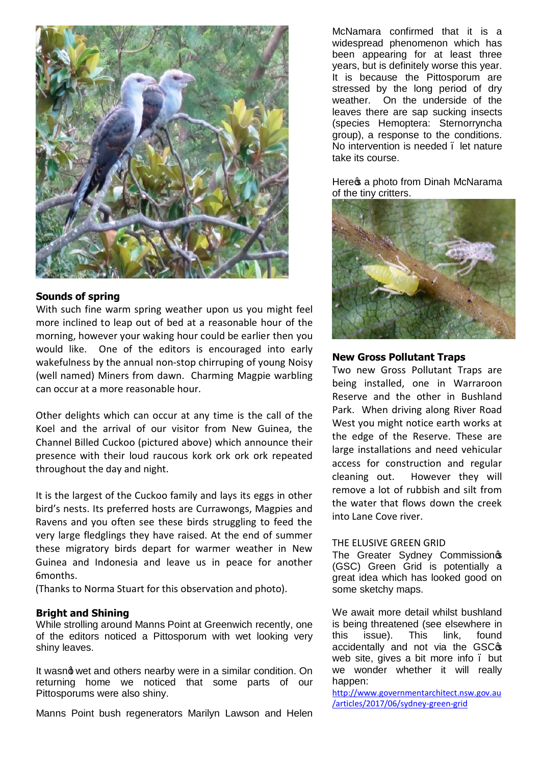## Sounds of spring

With such fine warm spring weather upon us you might feel more inclined to leap out of bed at a reasonable hour of the morning, however your waking hour could be earlier then you would like. One of the editors is encouraged into early wakefulness by the annual non-stop chirruping of young Noisy (well named) Miners from dawn. Charming Magpie warbling can occur at a more reasonable hour.

Other delights which can occur at any time is the call of the Koel and the arrival of our visitor from New Guinea, the Channel Billed Cuckoo (pictured above) which announce their presence with their loud raucous kork ork ork ork repeated throughout the day and night.

It is the largest of the Cuckoo family and lays its eggs in other bird's nests. Its preferred hosts are Currawongs, Magpies and Ravens and you often see these birds struggling to feed the very large fledglings they have raised. At the end of summer these migratory birds depart for warmer weather in New Guinea and Indonesia and leave us in peace for another 6months.

(Thanks to Norma Stuart for this observation and photo).

## Bright and Shining

While strolling around Manns Point at Greenwich recently, one of the editors noticed a Pittosporum with wet looking very shiny leaves.

It wasnꞌt wet and others nearby were in a similar condition. On returning home we noticed that some parts of our Pittosporums were also shiny.

Manns Point bush regenerators Marilyn Lawson and Helen McNamara confirmed that it is a widespread phenomenon which has been appearing for at least three years, but is definitely worse this year. It is because the Pittosporum are stressed by the long period of dry weather. On the underside of the leaves there are sap sucking insects (species Hemoptera: Sternorryncha group), a response to the conditions. No intervention is needed – let nature take its course.

Hereꞌs a photo from Dinah McNarama of the tiny critters.

## New Gross Pollutant Traps

Two new Gross Pollutant Traps are being installed, one in Warraroon Reserve and the other in Bushland Park. When driving along River Road West you might notice earth works at the edge of the Reserve. These are large installations and need vehicular access for construction and regular cleaning out. However they will remove a lot of rubbish and silt from the water that flows down the creek into Lane Cove river.

THE ELUSIVE GREEN GRID

The Greater Sydney Commissionꞌs (GSC) Green Grid is potentially a great idea which has looked good on some sketchy maps.

We await more detail whilst bushland is being threatened (see elsewhere in this issue). This link, found accidentally and not via the GSCꞌs web site, gives a bit more info – but we wonder whether it will really happen:

http://www.governmentarchitect.nsw.gov.au/articles/2017/06/sydney-green-grid